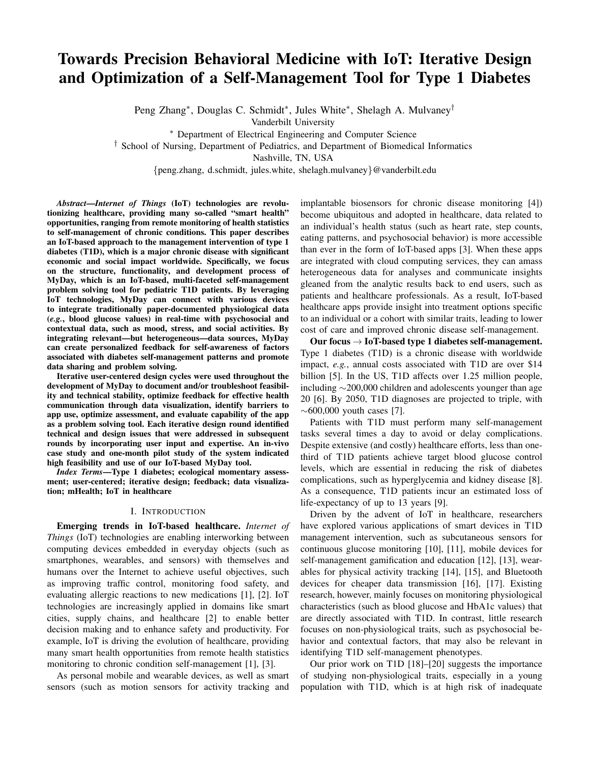# Towards Precision Behavioral Medicine with IoT: Iterative Design and Optimization of a Self-Management Tool for Type 1 Diabetes

Peng Zhang*, Douglas C. Schmidt*, Jules White*, Shelagh A. Mulvaney†

Vanderbilt University

* Department of Electrical Engineering and Computer Science

† School of Nursing, Department of Pediatrics, and Department of Biomedical Informatics

Nashville, TN, USA

{peng.zhang, d.schmidt, jules.white, shelagh.mulvaney}@vanderbilt.edu

***Abstract*—*Internet of Things* (IoT) technologies are revolutionizing healthcare, providing many so-called "smart health" opportunities, ranging from remote monitoring of health statistics to self-management of chronic conditions. This paper describes an IoT-based approach to the management intervention of type 1 diabetes (T1D), which is a major chronic disease with significant economic and social impact worldwide. Specifically, we focus on the structure, functionality, and development process of MyDay, which is an IoT-based, multi-faceted self-management problem solving tool for pediatric T1D patients. By leveraging IoT technologies, MyDay can connect with various devices to integrate traditionally paper-documented physiological data (*e.g.*, blood glucose values) in real-time with psychosocial and contextual data, such as mood, stress, and social activities. By integrating relevant—but heterogeneous—data sources, MyDay can create personalized feedback for self-awareness of factors associated with diabetes self-management patterns and promote data sharing and problem solving.**

**Iterative user-centered design cycles were used throughout the development of MyDay to document and/or troubleshoot feasibility and technical stability, optimize feedback for effective health communication through data visualization, identify barriers to app use, optimize assessment, and evaluate capability of the app as a problem solving tool. Each iterative design round identified technical and design issues that were addressed in subsequent rounds by incorporating user input and expertise. An in-vivo case study and one-month pilot study of the system indicated high feasibility and use of our IoT-based MyDay tool.**

***Index Terms*—Type 1 diabetes; ecological momentary assessment; user-centered; iterative design; feedback; data visualization; mHealth; IoT in healthcare**

## I. Introduction

**Emerging trends in IoT-based healthcare.** *Internet of Things* (IoT) technologies are enabling interworking between computing devices embedded in everyday objects (such as smartphones, wearables, and sensors) with themselves and humans over the Internet to achieve useful objectives, such as improving traffic control, monitoring food safety, and evaluating allergic reactions to new medications [1], [2]. IoT technologies are increasingly applied in domains like smart cities, supply chains, and healthcare [2] to enable better decision making and to enhance safety and productivity. For example, IoT is driving the evolution of healthcare, providing many smart health opportunities from remote health statistics monitoring to chronic condition self-management [1], [3].

As personal mobile and wearable devices, as well as smart sensors (such as motion sensors for activity tracking and implantable biosensors for chronic disease monitoring [4]) become ubiquitous and adopted in healthcare, data related to an individual's health status (such as heart rate, step counts, eating patterns, and psychosocial behavior) is more accessible than ever in the form of IoT-based apps [3]. When these apps are integrated with cloud computing services, they can amass heterogeneous data for analyses and communicate insights gleaned from the analytic results back to end users, such as patients and healthcare professionals. As a result, IoT-based healthcare apps provide insight into treatment options specific to an individual or a cohort with similar traits, leading to lower cost of care and improved chronic disease self-management.

**Our focus → IoT-based type 1 diabetes self-management.** Type 1 diabetes (T1D) is a chronic disease with worldwide impact, *e.g.*, annual costs associated with T1D are over $14 billion [5]. In the US, T1D affects over 1.25 million people, including ∼200,000 children and adolescents younger than age 20 [6]. By 2050, T1D diagnoses are projected to triple, with ∼600,000 youth cases [7].

Patients with T1D must perform many self-management tasks several times a day to avoid or delay complications. Despite extensive (and costly) healthcare efforts, less than one-third of T1D patients achieve target blood glucose control levels, which are essential in reducing the risk of diabetes complications, such as hyperglycemia and kidney disease [8]. As a consequence, T1D patients incur an estimated loss of life-expectancy of up to 13 years [9].

Driven by the advent of IoT in healthcare, researchers have explored various applications of smart devices in T1D management intervention, such as subcutaneous sensors for continuous glucose monitoring [10], [11], mobile devices for self-management gamification and education [12], [13], wearables for physical activity tracking [14], [15], and Bluetooth devices for cheaper data transmission [16], [17]. Existing research, however, mainly focuses on monitoring physiological characteristics (such as blood glucose and HbA1c values) that are directly associated with T1D. In contrast, little research focuses on non-physiological traits, such as psychosocial behavior and contextual factors, that may also be relevant in identifying T1D self-management phenotypes.

Our prior work on T1D [18]–[20] suggests the importance of studying non-physiological traits, especially in a young population with T1D, which is at high risk of inadequate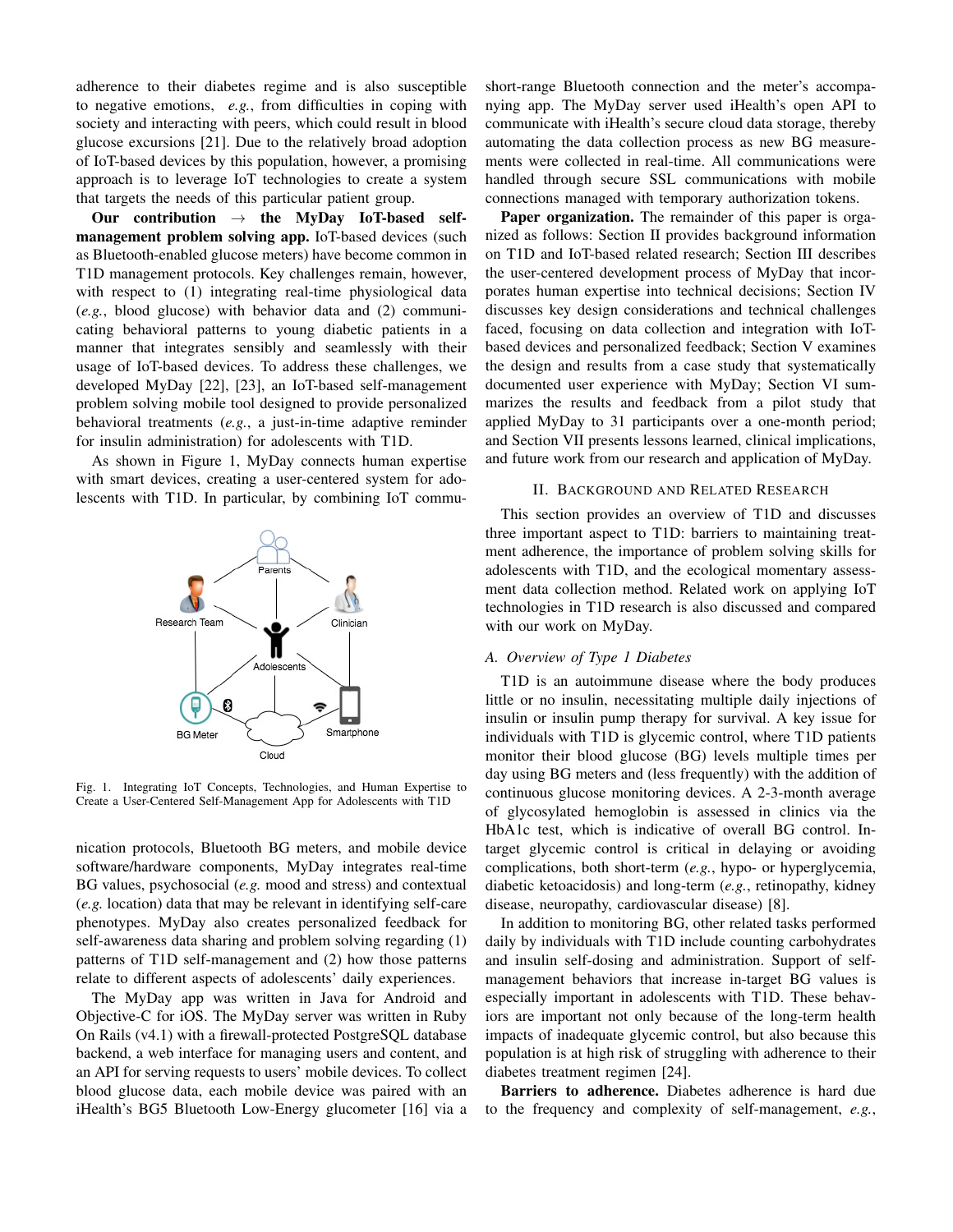adherence to their diabetes regime and is also susceptible to negative emotions, *e.g.*, from difficulties in coping with society and interacting with peers, which could result in blood glucose excursions [21]. Due to the relatively broad adoption of IoT-based devices by this population, however, a promising approach is to leverage IoT technologies to create a system that targets the needs of this particular patient group.

**Our contribution → the MyDay IoT-based self-management problem solving app.** IoT-based devices (such as Bluetooth-enabled glucose meters) have become common in T1D management protocols. Key challenges remain, however, with respect to (1) integrating real-time physiological data (*e.g.*, blood glucose) with behavior data and (2) communicating behavioral patterns to young diabetic patients in a manner that integrates sensibly and seamlessly with their usage of IoT-based devices. To address these challenges, we developed MyDay [22], [23], an IoT-based self-management problem solving mobile tool designed to provide personalized behavioral treatments (*e.g.*, a just-in-time adaptive reminder for insulin administration) for adolescents with T1D.

As shown in Figure 1, MyDay connects human expertise with smart devices, creating a user-centered system for adolescents with T1D. In particular, by combining IoT communication protocols, Bluetooth BG meters, and mobile device software/hardware components, MyDay integrates real-time BG values, psychosocial (*e.g.* mood and stress) and contextual (*e.g.* location) data that may be relevant in identifying self-care phenotypes. MyDay also creates personalized feedback for self-awareness data sharing and problem solving regarding (1) patterns of T1D self-management and (2) how those patterns relate to different aspects of adolescents' daily experiences.

Fig. 1. Integrating IoT Concepts, Technologies, and Human Expertise to Create a User-Centered Self-Management App for Adolescents with T1D

The MyDay app was written in Java for Android and Objective-C for iOS. The MyDay server was written in Ruby On Rails (v4.1) with a firewall-protected PostgreSQL database backend, a web interface for managing users and content, and an API for serving requests to users' mobile devices. To collect blood glucose data, each mobile device was paired with an iHealth's BG5 Bluetooth Low-Energy glucometer [16] via a short-range Bluetooth connection and the meter's accompanying app. The MyDay server used iHealth's open API to communicate with iHealth's secure cloud data storage, thereby automating the data collection process as new BG measurements were collected in real-time. All communications were handled through secure SSL communications with mobile connections managed with temporary authorization tokens.

**Paper organization.** The remainder of this paper is organized as follows: Section II provides background information on T1D and IoT-based related research; Section III describes the user-centered development process of MyDay that incorporates human expertise into technical decisions; Section IV discusses key design considerations and technical challenges faced, focusing on data collection and integration with IoT-based devices and personalized feedback; Section V examines the design and results from a case study that systematically documented user experience with MyDay; Section VI summarizes the results and feedback from a pilot study that applied MyDay to 31 participants over a one-month period; and Section VII presents lessons learned, clinical implications, and future work from our research and application of MyDay.

## II. Background and Related Research

This section provides an overview of T1D and discusses three important aspect to T1D: barriers to maintaining treatment adherence, the importance of problem solving skills for adolescents with T1D, and the ecological momentary assessment data collection method. Related work on applying IoT technologies in T1D research is also discussed and compared with our work on MyDay.

### *A. Overview of Type 1 Diabetes*

T1D is an autoimmune disease where the body produces little or no insulin, necessitating multiple daily injections of insulin or insulin pump therapy for survival. A key issue for individuals with T1D is glycemic control, where T1D patients monitor their blood glucose (BG) levels multiple times per day using BG meters and (less frequently) with the addition of continuous glucose monitoring devices. A 2-3-month average of glycosylated hemoglobin is assessed in clinics via the HbA1c test, which is indicative of overall BG control. In-target glycemic control is critical in delaying or avoiding complications, both short-term (*e.g.*, hypo- or hyperglycemia, diabetic ketoacidosis) and long-term (*e.g.*, retinopathy, kidney disease, neuropathy, cardiovascular disease) [8].

In addition to monitoring BG, other related tasks performed daily by individuals with T1D include counting carbohydrates and insulin self-dosing and administration. Support of self-management behaviors that increase in-target BG values is especially important in adolescents with T1D. These behaviors are important not only because of the long-term health impacts of inadequate glycemic control, but also because this population is at high risk of struggling with adherence to their diabetes treatment regimen [24].

**Barriers to adherence.** Diabetes adherence is hard due to the frequency and complexity of self-management, *e.g.*,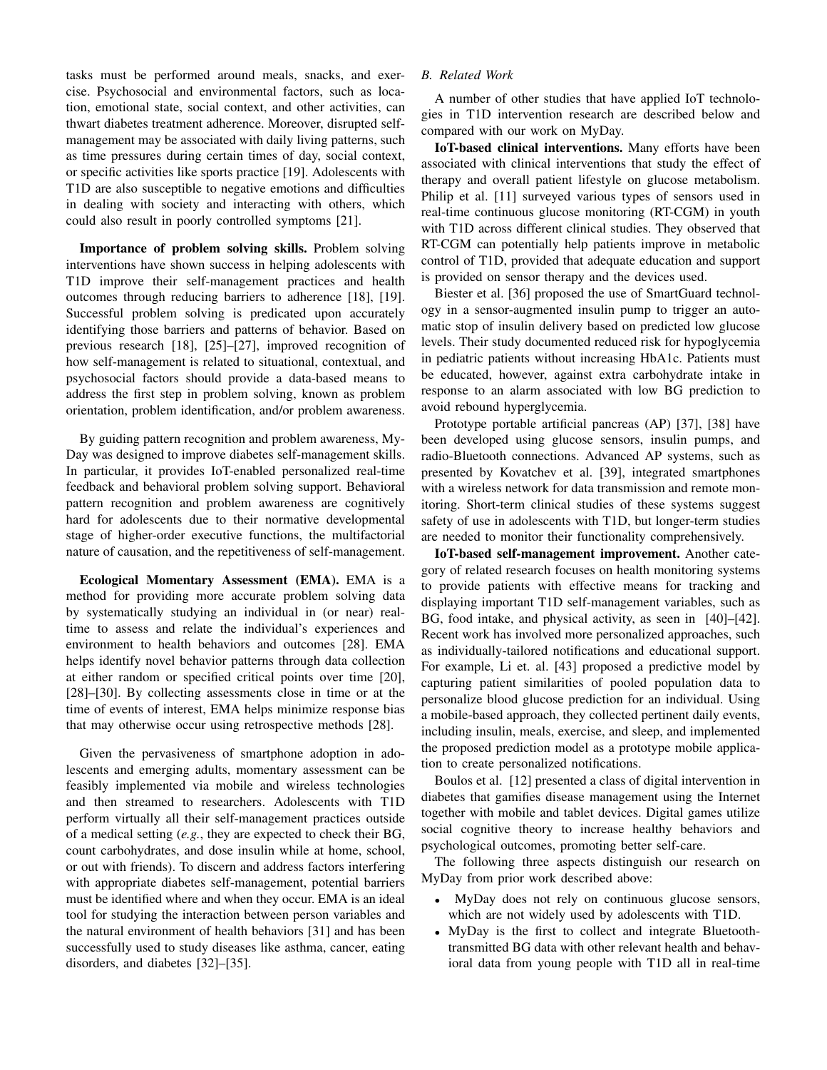tasks must be performed around meals, snacks, and exercise. Psychosocial and environmental factors, such as location, emotional state, social context, and other activities, can thwart diabetes treatment adherence. Moreover, disrupted self-management may be associated with daily living patterns, such as time pressures during certain times of day, social context, or specific activities like sports practice [19]. Adolescents with T1D are also susceptible to negative emotions and difficulties in dealing with society and interacting with others, which could also result in poorly controlled symptoms [21].

**Importance of problem solving skills.** Problem solving interventions have shown success in helping adolescents with T1D improve their self-management practices and health outcomes through reducing barriers to adherence [18], [19]. Successful problem solving is predicated upon accurately identifying those barriers and patterns of behavior. Based on previous research [18], [25]–[27], improved recognition of how self-management is related to situational, contextual, and psychosocial factors should provide a data-based means to address the first step in problem solving, known as problem orientation, problem identification, and/or problem awareness.

By guiding pattern recognition and problem awareness, MyDay was designed to improve diabetes self-management skills. In particular, it provides IoT-enabled personalized real-time feedback and behavioral problem solving support. Behavioral pattern recognition and problem awareness are cognitively hard for adolescents due to their normative developmental stage of higher-order executive functions, the multifactorial nature of causation, and the repetitiveness of self-management.

**Ecological Momentary Assessment (EMA).** EMA is a method for providing more accurate problem solving data by systematically studying an individual in (or near) real-time to assess and relate the individual's experiences and environment to health behaviors and outcomes [28]. EMA helps identify novel behavior patterns through data collection at either random or specified critical points over time [20], [28]–[30]. By collecting assessments close in time or at the time of events of interest, EMA helps minimize response bias that may otherwise occur using retrospective methods [28].

Given the pervasiveness of smartphone adoption in adolescents and emerging adults, momentary assessment can be feasibly implemented via mobile and wireless technologies and then streamed to researchers. Adolescents with T1D perform virtually all their self-management practices outside of a medical setting (*e.g.*, they are expected to check their BG, count carbohydrates, and dose insulin while at home, school, or out with friends). To discern and address factors interfering with appropriate diabetes self-management, potential barriers must be identified where and when they occur. EMA is an ideal tool for studying the interaction between person variables and the natural environment of health behaviors [31] and has been successfully used to study diseases like asthma, cancer, eating disorders, and diabetes [32]–[35].

### *B. Related Work*

A number of other studies that have applied IoT technologies in T1D intervention research are described below and compared with our work on MyDay.

**IoT-based clinical interventions.** Many efforts have been associated with clinical interventions that study the effect of therapy and overall patient lifestyle on glucose metabolism. Philip et al. [11] surveyed various types of sensors used in real-time continuous glucose monitoring (RT-CGM) in youth with T1D across different clinical studies. They observed that RT-CGM can potentially help patients improve in metabolic control of T1D, provided that adequate education and support is provided on sensor therapy and the devices used.

Biester et al. [36] proposed the use of SmartGuard technology in a sensor-augmented insulin pump to trigger an automatic stop of insulin delivery based on predicted low glucose levels. Their study documented reduced risk for hypoglycemia in pediatric patients without increasing HbA1c. Patients must be educated, however, against extra carbohydrate intake in response to an alarm associated with low BG prediction to avoid rebound hyperglycemia.

Prototype portable artificial pancreas (AP) [37], [38] have been developed using glucose sensors, insulin pumps, and radio-Bluetooth connections. Advanced AP systems, such as presented by Kovatchev et al. [39], integrated smartphones with a wireless network for data transmission and remote monitoring. Short-term clinical studies of these systems suggest safety of use in adolescents with T1D, but longer-term studies are needed to monitor their functionality comprehensively.

**IoT-based self-management improvement.** Another category of related research focuses on health monitoring systems to provide patients with effective means for tracking and displaying important T1D self-management variables, such as BG, food intake, and physical activity, as seen in [40]–[42]. Recent work has involved more personalized approaches, such as individually-tailored notifications and educational support. For example, Li et. al. [43] proposed a predictive model by capturing patient similarities of pooled population data to personalize blood glucose prediction for an individual. Using a mobile-based approach, they collected pertinent daily events, including insulin, meals, exercise, and sleep, and implemented the proposed prediction model as a prototype mobile application to create personalized notifications.

Boulos et al. [12] presented a class of digital intervention in diabetes that gamifies disease management using the Internet together with mobile and tablet devices. Digital games utilize social cognitive theory to increase healthy behaviors and psychological outcomes, promoting better self-care.

The following three aspects distinguish our research on MyDay from prior work described above:

- MyDay does not rely on continuous glucose sensors, which are not widely used by adolescents with T1D.
- MyDay is the first to collect and integrate Bluetooth-transmitted BG data with other relevant health and behavioral data from young people with T1D all in real-time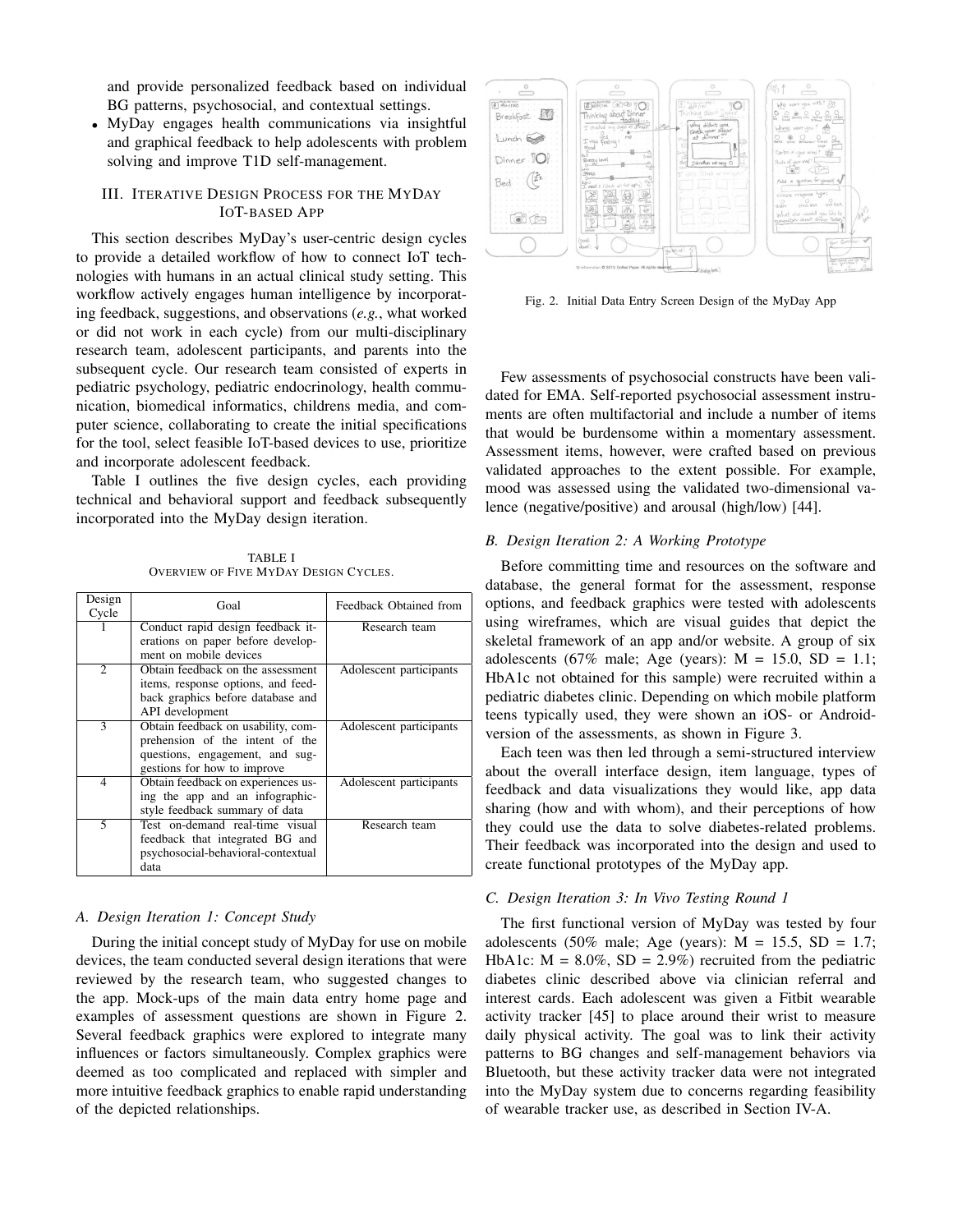and provide personalized feedback based on individual BG patterns, psychosocial, and contextual settings.

- MyDay engages health communications via insightful and graphical feedback to help adolescents with problem solving and improve T1D self-management.

## III. Iterative Design Process for the MyDay IoT-based App

This section describes MyDay's user-centric design cycles to provide a detailed workflow of how to connect IoT technologies with humans in an actual clinical study setting. This workflow actively engages human intelligence by incorporating feedback, suggestions, and observations (*e.g.*, what worked or did not work in each cycle) from our multi-disciplinary research team, adolescent participants, and parents into the subsequent cycle. Our research team consisted of experts in pediatric psychology, pediatric endocrinology, health communication, biomedical informatics, childrens media, and computer science, collaborating to create the initial specifications for the tool, select feasible IoT-based devices to use, prioritize and incorporate adolescent feedback.

Table I outlines the five design cycles, each providing technical and behavioral support and feedback subsequently incorporated into the MyDay design iteration.

TABLE I
OVERVIEW OF FIVE MYDAY DESIGN CYCLES.

| Design Cycle | Goal | Feedback Obtained from |
|---|---|---|
| 1 | Conduct rapid design feedback iterations on paper before development on mobile devices | Research team |
| 2 | Obtain feedback on the assessment items, response options, and feedback graphics before database and API development | Adolescent participants |
| 3 | Obtain feedback on usability, comprehension of the intent of the questions, engagement, and suggestions for how to improve | Adolescent participants |
| 4 | Obtain feedback on experiences using the app and an infographic-style feedback summary of data | Adolescent participants |
| 5 | Test on-demand real-time visual feedback that integrated BG and psychosocial-behavioral-contextual data | Research team |

### A. Design Iteration 1: Concept Study

During the initial concept study of MyDay for use on mobile devices, the team conducted several design iterations that were reviewed by the research team, who suggested changes to the app. Mock-ups of the main data entry home page and examples of assessment questions are shown in Figure 2. Several feedback graphics were explored to integrate many influences or factors simultaneously. Complex graphics were deemed as too complicated and replaced with simpler and more intuitive feedback graphics to enable rapid understanding of the depicted relationships.

Fig. 2. Initial Data Entry Screen Design of the MyDay App

Few assessments of psychosocial constructs have been validated for EMA. Self-reported psychosocial assessment instruments are often multifactorial and include a number of items that would be burdensome within a momentary assessment. Assessment items, however, were crafted based on previous validated approaches to the extent possible. For example, mood was assessed using the validated two-dimensional valence (negative/positive) and arousal (high/low) [44].

### B. Design Iteration 2: A Working Prototype

Before committing time and resources on the software and database, the general format for the assessment, response options, and feedback graphics were tested with adolescents using wireframes, which are visual guides that depict the skeletal framework of an app and/or website. A group of six adolescents (67% male; Age (years): M = 15.0, SD = 1.1; HbA1c not obtained for this sample) were recruited within a pediatric diabetes clinic. Depending on which mobile platform teens typically used, they were shown an iOS- or Android-version of the assessments, as shown in Figure 3.

Each teen was then led through a semi-structured interview about the overall interface design, item language, types of feedback and data visualizations they would like, app data sharing (how and with whom), and their perceptions of how they could use the data to solve diabetes-related problems. Their feedback was incorporated into the design and used to create functional prototypes of the MyDay app.

### C. Design Iteration 3: In Vivo Testing Round 1

The first functional version of MyDay was tested by four adolescents (50% male; Age (years): M = 15.5, SD = 1.7; HbA1c: M = 8.0%, SD = 2.9%) recruited from the pediatric diabetes clinic described above via clinician referral and interest cards. Each adolescent was given a Fitbit wearable activity tracker [45] to place around their wrist to measure daily physical activity. The goal was to link their activity patterns to BG changes and self-management behaviors via Bluetooth, but these activity tracker data were not integrated into the MyDay system due to concerns regarding feasibility of wearable tracker use, as described in Section IV-A.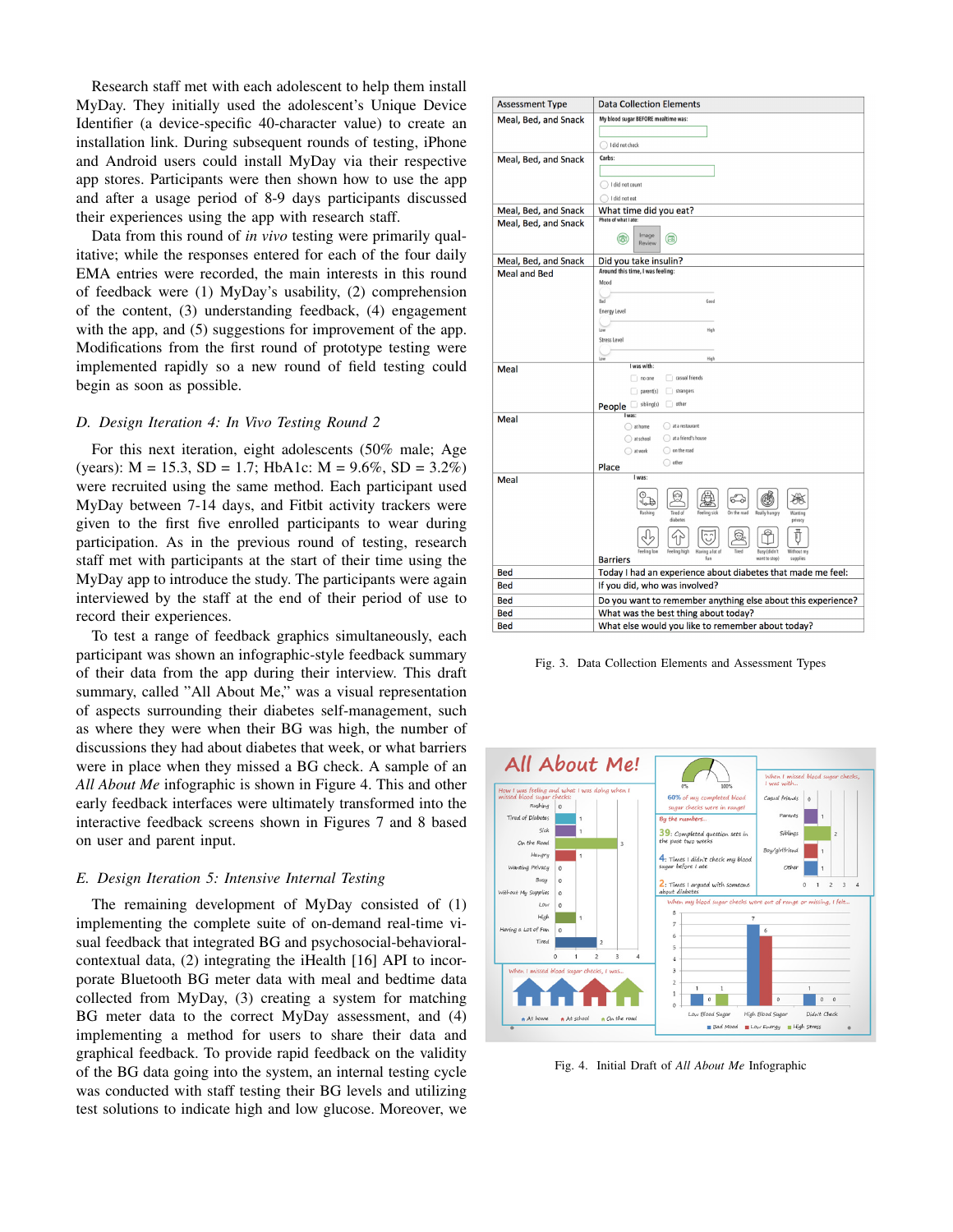Research staff met with each adolescent to help them install MyDay. They initially used the adolescent's Unique Device Identifier (a device-specific 40-character value) to create an installation link. During subsequent rounds of testing, iPhone and Android users could install MyDay via their respective app stores. Participants were then shown how to use the app and after a usage period of 8-9 days participants discussed their experiences using the app with research staff.

Data from this round of *in vivo* testing were primarily qualitative; while the responses entered for each of the four daily EMA entries were recorded, the main interests in this round of feedback were (1) MyDay's usability, (2) comprehension of the content, (3) understanding feedback, (4) engagement with the app, and (5) suggestions for improvement of the app. Modifications from the first round of prototype testing were implemented rapidly so a new round of field testing could begin as soon as possible.

### D. Design Iteration 4: In Vivo Testing Round 2

For this next iteration, eight adolescents (50% male; Age (years): M = 15.3, SD = 1.7; HbA1c: M = 9.6%, SD = 3.2%) were recruited using the same method. Each participant used MyDay between 7-14 days, and Fitbit activity trackers were given to the first five enrolled participants to wear during participation. As in the previous round of testing, research staff met with participants at the start of their time using the MyDay app to introduce the study. The participants were again interviewed by the staff at the end of their period of use to record their experiences.

To test a range of feedback graphics simultaneously, each participant was shown an infographic-style feedback summary of their data from the app during their interview. This draft summary, called "All About Me," was a visual representation of aspects surrounding their diabetes self-management, such as where they were when their BG was high, the number of discussions they had about diabetes that week, or what barriers were in place when they missed a BG check. A sample of an *All About Me* infographic is shown in Figure 4. This and other early feedback interfaces were ultimately transformed into the interactive feedback screens shown in Figures 7 and 8 based on user and parent input.

### E. Design Iteration 5: Intensive Internal Testing

The remaining development of MyDay consisted of (1) implementing the complete suite of on-demand real-time visual feedback that integrated BG and psychosocial-behavioral-contextual data, (2) integrating the iHealth [16] API to incorporate Bluetooth BG meter data with meal and bedtime data collected from MyDay, (3) creating a system for matching BG meter data to the correct MyDay assessment, and (4) implementing a method for users to share their data and graphical feedback. To provide rapid feedback on the validity of the BG data going into the system, an internal testing cycle was conducted with staff testing their BG levels and utilizing test solutions to indicate high and low glucose. Moreover, we

| Assessment Type | Data Collection Elements |
|---|---|
| Meal, Bed, and Snack | My blood sugar BEFORE mealtime was: / I did not check |
| Meal, Bed, and Snack | Carbs: / I did not count / I did not eat |
| Meal, Bed, and Snack | What time did you eat? |
| Meal, Bed, and Snack | Photo of what I ate: Image Review |
| Meal, Bed, and Snack | Did you take insulin? |
| Meal and Bed | Around this time, I was feeling: Mood (Bad – Good), Energy Level (Low – High), Stress Level (Low – High) |
| Meal | People — I was with: no one, parent(s), sibling(s), casual friends, strangers, other |
| Meal | Place — I was: at home, at school, at work, at a restaurant, at a friend's house, on the road, other |
| Meal | Barriers — I was: Rushing, Tired of diabetes, Feeling sick, On the road, Really hungry, Wanting privacy, Feeling low, Feeling high, Having a lot of fun, Tired, Busy (didn't want to stop), Without my supplies |
| Bed | Today I had an experience about diabetes that made me feel: |
| Bed | If you did, who was involved? |
| Bed | Do you want to remember anything else about this experience? |
| Bed | What was the best thing about today? |
| Bed | What else would you like to remember about today? |

Fig. 3. Data Collection Elements and Assessment Types

Fig. 4. Initial Draft of *All About Me* Infographic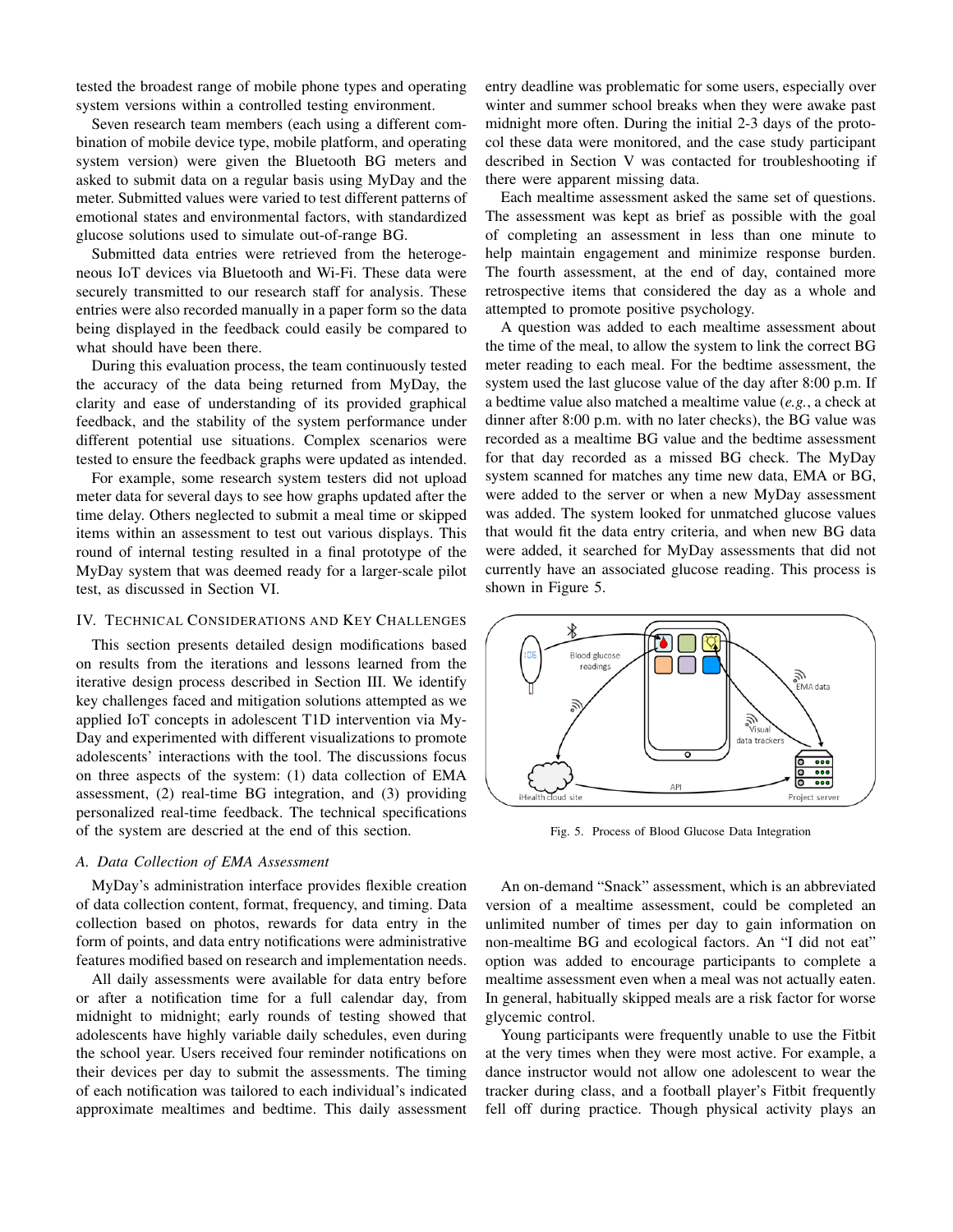tested the broadest range of mobile phone types and operating system versions within a controlled testing environment.

Seven research team members (each using a different combination of mobile device type, mobile platform, and operating system version) were given the Bluetooth BG meters and asked to submit data on a regular basis using MyDay and the meter. Submitted values were varied to test different patterns of emotional states and environmental factors, with standardized glucose solutions used to simulate out-of-range BG.

Submitted data entries were retrieved from the heterogeneous IoT devices via Bluetooth and Wi-Fi. These data were securely transmitted to our research staff for analysis. These entries were also recorded manually in a paper form so the data being displayed in the feedback could easily be compared to what should have been there.

During this evaluation process, the team continuously tested the accuracy of the data being returned from MyDay, the clarity and ease of understanding of its provided graphical feedback, and the stability of the system performance under different potential use situations. Complex scenarios were tested to ensure the feedback graphs were updated as intended.

For example, some research system testers did not upload meter data for several days to see how graphs updated after the time delay. Others neglected to submit a meal time or skipped items within an assessment to test out various displays. This round of internal testing resulted in a final prototype of the MyDay system that was deemed ready for a larger-scale pilot test, as discussed in Section VI.

## IV. Technical Considerations and Key Challenges

This section presents detailed design modifications based on results from the iterations and lessons learned from the iterative design process described in Section III. We identify key challenges faced and mitigation solutions attempted as we applied IoT concepts in adolescent T1D intervention via MyDay and experimented with different visualizations to promote adolescents' interactions with the tool. The discussions focus on three aspects of the system: (1) data collection of EMA assessment, (2) real-time BG integration, and (3) providing personalized real-time feedback. The technical specifications of the system are descried at the end of this section.

### A. Data Collection of EMA Assessment

MyDay's administration interface provides flexible creation of data collection content, format, frequency, and timing. Data collection based on photos, rewards for data entry in the form of points, and data entry notifications were administrative features modified based on research and implementation needs.

All daily assessments were available for data entry before or after a notification time for a full calendar day, from midnight to midnight; early rounds of testing showed that adolescents have highly variable daily schedules, even during the school year. Users received four reminder notifications on their devices per day to submit the assessments. The timing of each notification was tailored to each individual's indicated approximate mealtimes and bedtime. This daily assessment entry deadline was problematic for some users, especially over winter and summer school breaks when they were awake past midnight more often. During the initial 2-3 days of the protocol these data were monitored, and the case study participant described in Section V was contacted for troubleshooting if there were apparent missing data.

Each mealtime assessment asked the same set of questions. The assessment was kept as brief as possible with the goal of completing an assessment in less than one minute to help maintain engagement and minimize response burden. The fourth assessment, at the end of day, contained more retrospective items that considered the day as a whole and attempted to promote positive psychology.

A question was added to each mealtime assessment about the time of the meal, to allow the system to link the correct BG meter reading to each meal. For the bedtime assessment, the system used the last glucose value of the day after 8:00 p.m. If a bedtime value also matched a mealtime value (*e.g.*, a check at dinner after 8:00 p.m. with no later checks), the BG value was recorded as a mealtime BG value and the bedtime assessment for that day recorded as a missed BG check. The MyDay system scanned for matches any time new data, EMA or BG, were added to the server or when a new MyDay assessment was added. The system looked for unmatched glucose values that would fit the data entry criteria, and when new BG data were added, it searched for MyDay assessments that did not currently have an associated glucose reading. This process is shown in Figure 5.

Blood glucose readings
EMA data
Visual data trackers
iHealth cloud site
API
Project server

Fig. 5. Process of Blood Glucose Data Integration

An on-demand "Snack" assessment, which is an abbreviated version of a mealtime assessment, could be completed an unlimited number of times per day to gain information on non-mealtime BG and ecological factors. An "I did not eat" option was added to encourage participants to complete a mealtime assessment even when a meal was not actually eaten. In general, habitually skipped meals are a risk factor for worse glycemic control.

Young participants were frequently unable to use the Fitbit at the very times when they were most active. For example, a dance instructor would not allow one adolescent to wear the tracker during class, and a football player's Fitbit frequently fell off during practice. Though physical activity plays an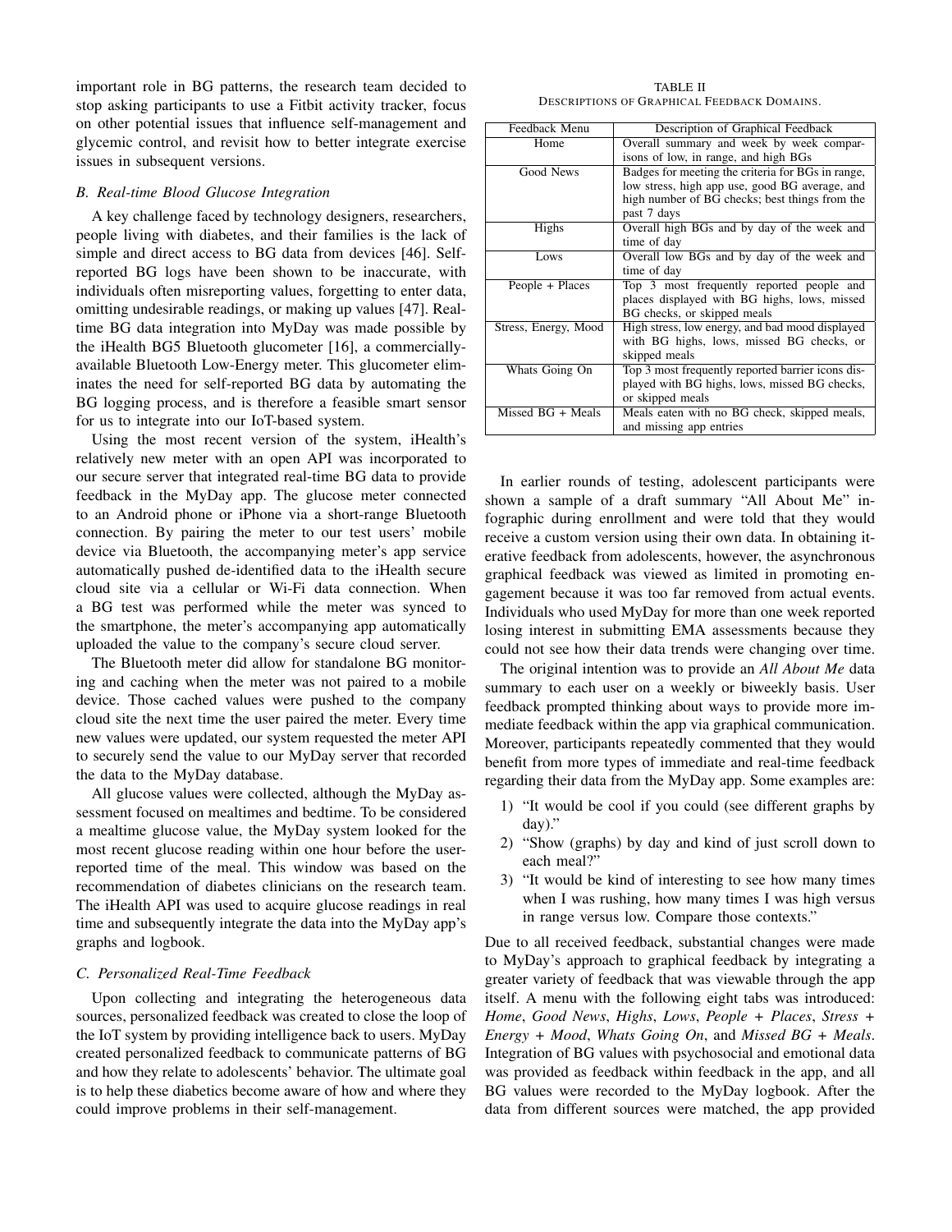important role in BG patterns, the research team decided to stop asking participants to use a Fitbit activity tracker, focus on other potential issues that influence self-management and glycemic control, and revisit how to better integrate exercise issues in subsequent versions.

### B. Real-time Blood Glucose Integration

A key challenge faced by technology designers, researchers, people living with diabetes, and their families is the lack of simple and direct access to BG data from devices [46]. Self-reported BG logs have been shown to be inaccurate, with individuals often misreporting values, forgetting to enter data, omitting undesirable readings, or making up values [47]. Real-time BG data integration into MyDay was made possible by the iHealth BG5 Bluetooth glucometer [16], a commercially-available Bluetooth Low-Energy meter. This glucometer eliminates the need for self-reported BG data by automating the BG logging process, and is therefore a feasible smart sensor for us to integrate into our IoT-based system.

Using the most recent version of the system, iHealth's relatively new meter with an open API was incorporated to our secure server that integrated real-time BG data to provide feedback in the MyDay app. The glucose meter connected to an Android phone or iPhone via a short-range Bluetooth connection. By pairing the meter to our test users' mobile device via Bluetooth, the accompanying meter's app service automatically pushed de-identified data to the iHealth secure cloud site via a cellular or Wi-Fi data connection. When a BG test was performed while the meter was synced to the smartphone, the meter's accompanying app automatically uploaded the value to the company's secure cloud server.

The Bluetooth meter did allow for standalone BG monitoring and caching when the meter was not paired to a mobile device. Those cached values were pushed to the company cloud site the next time the user paired the meter. Every time new values were updated, our system requested the meter API to securely send the value to our MyDay server that recorded the data to the MyDay database.

All glucose values were collected, although the MyDay assessment focused on mealtimes and bedtime. To be considered a mealtime glucose value, the MyDay system looked for the most recent glucose reading within one hour before the user-reported time of the meal. This window was based on the recommendation of diabetes clinicians on the research team. The iHealth API was used to acquire glucose readings in real time and subsequently integrate the data into the MyDay app's graphs and logbook.

### C. Personalized Real-Time Feedback

Upon collecting and integrating the heterogeneous data sources, personalized feedback was created to close the loop of the IoT system by providing intelligence back to users. MyDay created personalized feedback to communicate patterns of BG and how they relate to adolescents' behavior. The ultimate goal is to help these diabetics become aware of how and where they could improve problems in their self-management.

TABLE II
DESCRIPTIONS OF GRAPHICAL FEEDBACK DOMAINS.

| Feedback Menu | Description of Graphical Feedback |
|---|---|
| Home | Overall summary and week by week comparisons of low, in range, and high BGs |
| Good News | Badges for meeting the criteria for BGs in range, low stress, high app use, good BG average, and high number of BG checks; best things from the past 7 days |
| Highs | Overall high BGs and by day of the week and time of day |
| Lows | Overall low BGs and by day of the week and time of day |
| People + Places | Top 3 most frequently reported people and places displayed with BG highs, lows, missed BG checks, or skipped meals |
| Stress, Energy, Mood | High stress, low energy, and bad mood displayed with BG highs, lows, missed BG checks, or skipped meals |
| Whats Going On | Top 3 most frequently reported barrier icons displayed with BG highs, lows, missed BG checks, or skipped meals |
| Missed BG + Meals | Meals eaten with no BG check, skipped meals, and missing app entries |

In earlier rounds of testing, adolescent participants were shown a sample of a draft summary "All About Me" infographic during enrollment and were told that they would receive a custom version using their own data. In obtaining iterative feedback from adolescents, however, the asynchronous graphical feedback was viewed as limited in promoting engagement because it was too far removed from actual events. Individuals who used MyDay for more than one week reported losing interest in submitting EMA assessments because they could not see how their data trends were changing over time.

The original intention was to provide an *All About Me* data summary to each user on a weekly or biweekly basis. User feedback prompted thinking about ways to provide more immediate feedback within the app via graphical communication. Moreover, participants repeatedly commented that they would benefit from more types of immediate and real-time feedback regarding their data from the MyDay app. Some examples are:

1) "It would be cool if you could (see different graphs by day)."
2) "Show (graphs) by day and kind of just scroll down to each meal?"
3) "It would be kind of interesting to see how many times when I was rushing, how many times I was high versus in range versus low. Compare those contexts."

Due to all received feedback, substantial changes were made to MyDay's approach to graphical feedback by integrating a greater variety of feedback that was viewable through the app itself. A menu with the following eight tabs was introduced: *Home*, *Good News*, *Highs*, *Lows*, *People + Places*, *Stress + Energy + Mood*, *Whats Going On*, and *Missed BG + Meals*. Integration of BG values with psychosocial and emotional data was provided as feedback within feedback in the app, and all BG values were recorded to the MyDay logbook. After the data from different sources were matched, the app provided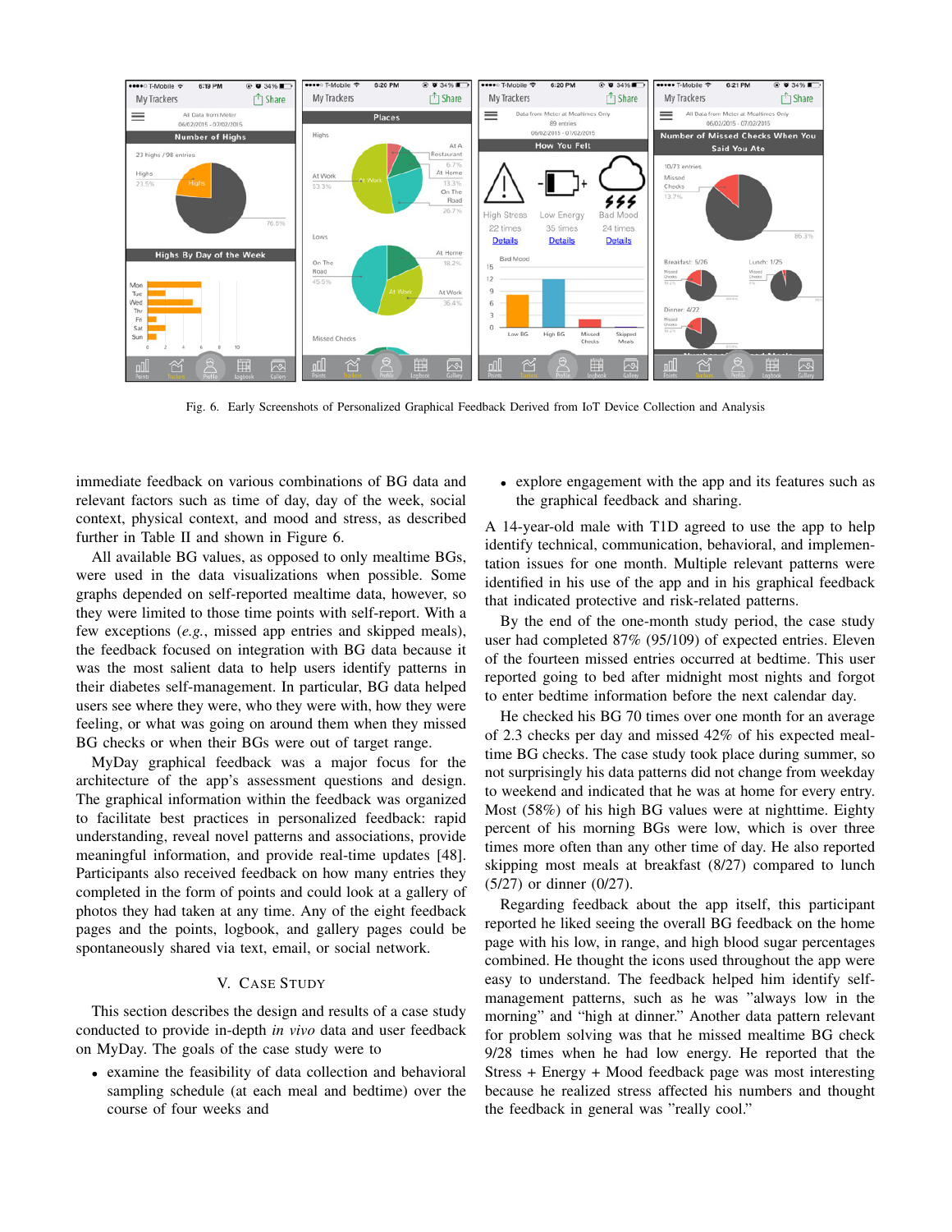Fig. 6. Early Screenshots of Personalized Graphical Feedback Derived from IoT Device Collection and Analysis

immediate feedback on various combinations of BG data and relevant factors such as time of day, day of the week, social context, physical context, and mood and stress, as described further in Table II and shown in Figure 6.

All available BG values, as opposed to only mealtime BGs, were used in the data visualizations when possible. Some graphs depended on self-reported mealtime data, however, so they were limited to those time points with self-report. With a few exceptions (*e.g.*, missed app entries and skipped meals), the feedback focused on integration with BG data because it was the most salient data to help users identify patterns in their diabetes self-management. In particular, BG data helped users see where they were, who they were with, how they were feeling, or what was going on around them when they missed BG checks or when their BGs were out of target range.

MyDay graphical feedback was a major focus for the architecture of the app's assessment questions and design. The graphical information within the feedback was organized to facilitate best practices in personalized feedback: rapid understanding, reveal novel patterns and associations, provide meaningful information, and provide real-time updates [48]. Participants also received feedback on how many entries they completed in the form of points and could look at a gallery of photos they had taken at any time. Any of the eight feedback pages and the points, logbook, and gallery pages could be spontaneously shared via text, email, or social network.

## V. Case Study

This section describes the design and results of a case study conducted to provide in-depth *in vivo* data and user feedback on MyDay. The goals of the case study were to

- examine the feasibility of data collection and behavioral sampling schedule (at each meal and bedtime) over the course of four weeks and
- explore engagement with the app and its features such as the graphical feedback and sharing.

A 14-year-old male with T1D agreed to use the app to help identify technical, communication, behavioral, and implementation issues for one month. Multiple relevant patterns were identified in his use of the app and in his graphical feedback that indicated protective and risk-related patterns.

By the end of the one-month study period, the case study user had completed 87% (95/109) of expected entries. Eleven of the fourteen missed entries occurred at bedtime. This user reported going to bed after midnight most nights and forgot to enter bedtime information before the next calendar day.

He checked his BG 70 times over one month for an average of 2.3 checks per day and missed 42% of his expected mealtime BG checks. The case study took place during summer, so not surprisingly his data patterns did not change from weekday to weekend and indicated that he was at home for every entry. Most (58%) of his high BG values were at nighttime. Eighty percent of his morning BGs were low, which is over three times more often than any other time of day. He also reported skipping most meals at breakfast (8/27) compared to lunch (5/27) or dinner (0/27).

Regarding feedback about the app itself, this participant reported he liked seeing the overall BG feedback on the home page with his low, in range, and high blood sugar percentages combined. He thought the icons used throughout the app were easy to understand. The feedback helped him identify self-management patterns, such as he was "always low in the morning" and "high at dinner." Another data pattern relevant for problem solving was that he missed mealtime BG check 9/28 times when he had low energy. He reported that the Stress + Energy + Mood feedback page was most interesting because he realized stress affected his numbers and thought the feedback in general was "really cool."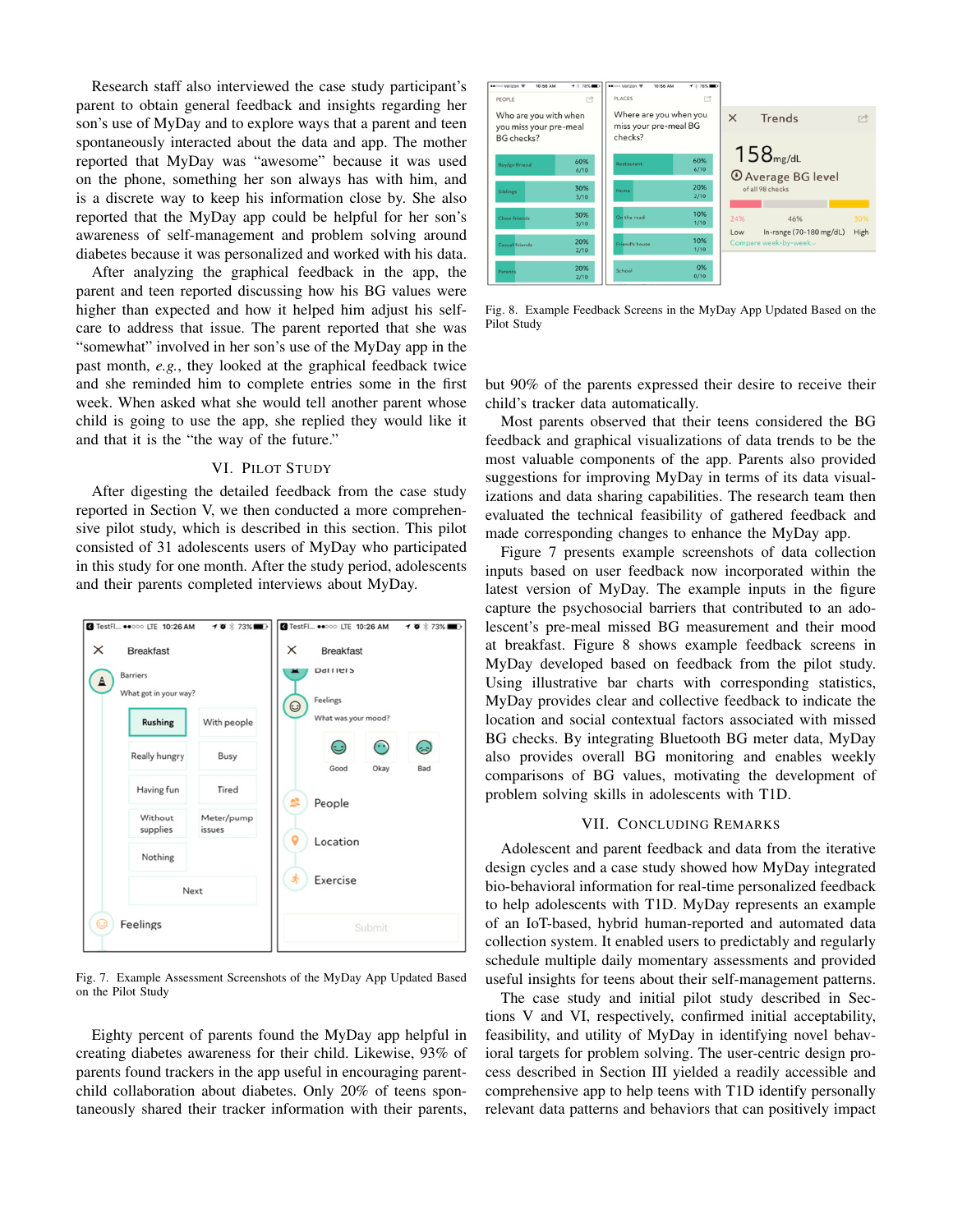Research staff also interviewed the case study participant's parent to obtain general feedback and insights regarding her son's use of MyDay and to explore ways that a parent and teen spontaneously interacted about the data and app. The mother reported that MyDay was "awesome" because it was used on the phone, something her son always has with him, and is a discrete way to keep his information close by. She also reported that the MyDay app could be helpful for her son's awareness of self-management and problem solving around diabetes because it was personalized and worked with his data.

After analyzing the graphical feedback in the app, the parent and teen reported discussing how his BG values were higher than expected and how it helped him adjust his self-care to address that issue. The parent reported that she was "somewhat" involved in her son's use of the MyDay app in the past month, *e.g.*, they looked at the graphical feedback twice and she reminded him to complete entries some in the first week. When asked what she would tell another parent whose child is going to use the app, she replied they would like it and that it is the "the way of the future."

## VI. Pilot Study

After digesting the detailed feedback from the case study reported in Section V, we then conducted a more comprehensive pilot study, which is described in this section. This pilot consisted of 31 adolescents users of MyDay who participated in this study for one month. After the study period, adolescents and their parents completed interviews about MyDay.

Fig. 7. Example Assessment Screenshots of the MyDay App Updated Based on the Pilot Study

Eighty percent of parents found the MyDay app helpful in creating diabetes awareness for their child. Likewise, 93% of parents found trackers in the app useful in encouraging parent-child collaboration about diabetes. Only 20% of teens spontaneously shared their tracker information with their parents, but 90% of the parents expressed their desire to receive their child's tracker data automatically.

Fig. 8. Example Feedback Screens in the MyDay App Updated Based on the Pilot Study

Most parents observed that their teens considered the BG feedback and graphical visualizations of data trends to be the most valuable components of the app. Parents also provided suggestions for improving MyDay in terms of its data visualizations and data sharing capabilities. The research team then evaluated the technical feasibility of gathered feedback and made corresponding changes to enhance the MyDay app.

Figure 7 presents example screenshots of data collection inputs based on user feedback now incorporated within the latest version of MyDay. The example inputs in the figure capture the psychosocial barriers that contributed to an adolescent's pre-meal missed BG measurement and their mood at breakfast. Figure 8 shows example feedback screens in MyDay developed based on feedback from the pilot study. Using illustrative bar charts with corresponding statistics, MyDay provides clear and collective feedback to indicate the location and social contextual factors associated with missed BG checks. By integrating Bluetooth BG meter data, MyDay also provides overall BG monitoring and enables weekly comparisons of BG values, motivating the development of problem solving skills in adolescents with T1D.

## VII. Concluding Remarks

Adolescent and parent feedback and data from the iterative design cycles and a case study showed how MyDay integrated bio-behavioral information for real-time personalized feedback to help adolescents with T1D. MyDay represents an example of an IoT-based, hybrid human-reported and automated data collection system. It enabled users to predictably and regularly schedule multiple daily momentary assessments and provided useful insights for teens about their self-management patterns.

The case study and initial pilot study described in Sections V and VI, respectively, confirmed initial acceptability, feasibility, and utility of MyDay in identifying novel behavioral targets for problem solving. The user-centric design process described in Section III yielded a readily accessible and comprehensive app to help teens with T1D identify personally relevant data patterns and behaviors that can positively impact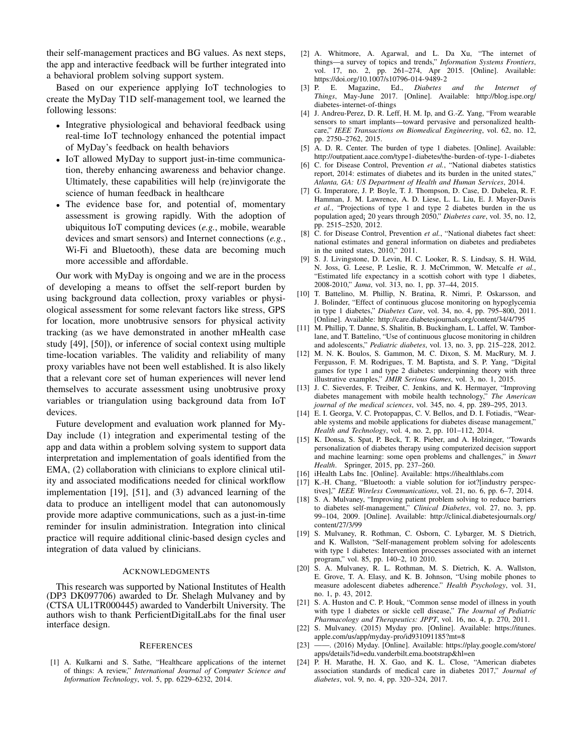their self-management practices and BG values. As next steps, the app and interactive feedback will be further integrated into a behavioral problem solving support system.

Based on our experience applying IoT technologies to create the MyDay T1D self-management tool, we learned the following lessons:

- Integrative physiological and behavioral feedback using real-time IoT technology enhanced the potential impact of MyDay's feedback on health behaviors
- IoT allowed MyDay to support just-in-time communication, thereby enhancing awareness and behavior change. Ultimately, these capabilities will help (re)invigorate the science of human feedback in healthcare
- The evidence base for, and potential of, momentary assessment is growing rapidly. With the adoption of ubiquitous IoT computing devices (*e.g.*, mobile, wearable devices and smart sensors) and Internet connections (*e.g.*, Wi-Fi and Bluetooth), these data are becoming much more accessible and affordable.

Our work with MyDay is ongoing and we are in the process of developing a means to offset the self-report burden by using background data collection, proxy variables or physiological assessment for some relevant factors like stress, GPS for location, more unobtrusive sensors for physical activity tracking (as we have demonstrated in another mHealth case study [49], [50]), or inference of social context using multiple time-location variables. The validity and reliability of many proxy variables have not been well established. It is also likely that a relevant core set of human experiences will never lend themselves to accurate assessment using unobtrusive proxy variables or triangulation using background data from IoT devices.

Future development and evaluation work planned for MyDay include (1) integration and experimental testing of the app and data within a problem solving system to support data interpretation and implementation of goals identified from the EMA, (2) collaboration with clinicians to explore clinical utility and associated modifications needed for clinical workflow implementation [19], [51], and (3) advanced learning of the data to produce an intelligent model that can autonomously provide more adaptive communications, such as a just-in-time reminder for insulin administration. Integration into clinical practice will require additional clinic-based design cycles and integration of data valued by clinicians.

## Acknowledgments

This research was supported by National Institutes of Health (DP3 DK097706) awarded to Dr. Shelagh Mulvaney and by (CTSA UL1TR000445) awarded to Vanderbilt University. The authors wish to thank PerficientDigitalLabs for the final user interface design.

## References

[1] A. Kulkarni and S. Sathe, "Healthcare applications of the internet of things: A review," *International Journal of Computer Science and Information Technology*, vol. 5, pp. 6229–6232, 2014.

[2] A. Whitmore, A. Agarwal, and L. Da Xu, "The internet of things—a survey of topics and trends," *Information Systems Frontiers*, vol. 17, no. 2, pp. 261–274, Apr 2015. [Online]. Available: https://doi.org/10.1007/s10796-014-9489-2

[3] P. E. Magazine, Ed., *Diabetes and the Internet of Things*, May-June 2017. [Online]. Available: http://blog.ispe.org/diabetes-internet-of-things

[4] J. Andreu-Perez, D. R. Leff, H. M. Ip, and G.-Z. Yang, "From wearable sensors to smart implants—toward pervasive and personalized healthcare," *IEEE Transactions on Biomedical Engineering*, vol. 62, no. 12, pp. 2750–2762, 2015.

[5] A. D. R. Center. The burden of type 1 diabetes. [Online]. Available: http://outpatient.aace.com/type1-diabetes/the-burden-of-type-1-diabetes

[6] C. for Disease Control, Prevention *et al.*, "National diabetes statistics report, 2014: estimates of diabetes and its burden in the united states," *Atlanta, GA: US Department of Health and Human Services*, 2014.

[7] G. Imperatore, J. P. Boyle, T. J. Thompson, D. Case, D. Dabelea, R. F. Hamman, J. M. Lawrence, A. D. Liese, L. L. Liu, E. J. Mayer-Davis *et al.*, "Projections of type 1 and type 2 diabetes burden in the us population aged¡ 20 years through 2050," *Diabetes care*, vol. 35, no. 12, pp. 2515–2520, 2012.

[8] C. for Disease Control, Prevention *et al.*, "National diabetes fact sheet: national estimates and general information on diabetes and prediabetes in the united states, 2010," 2011.

[9] S. J. Livingstone, D. Levin, H. C. Looker, R. S. Lindsay, S. H. Wild, N. Joss, G. Leese, P. Leslie, R. J. McCrimmon, W. Metcalfe *et al.*, "Estimated life expectancy in a scottish cohort with type 1 diabetes, 2008-2010," *Jama*, vol. 313, no. 1, pp. 37–44, 2015.

[10] T. Battelino, M. Phillip, N. Bratina, R. Nimri, P. Oskarsson, and J. Bolinder, "Effect of continuous glucose monitoring on hypoglycemia in type 1 diabetes," *Diabetes Care*, vol. 34, no. 4, pp. 795–800, 2011. [Online]. Available: http://care.diabetesjournals.org/content/34/4/795

[11] M. Phillip, T. Danne, S. Shalitin, B. Buckingham, L. Laffel, W. Tamborlane, and T. Battelino, "Use of continuous glucose monitoring in children and adolescents," *Pediatric diabetes*, vol. 13, no. 3, pp. 215–228, 2012.

[12] M. N. K. Boulos, S. Gammon, M. C. Dixon, S. M. MacRury, M. J. Fergusson, F. M. Rodrigues, T. M. Baptista, and S. P. Yang, "Digital games for type 1 and type 2 diabetes: underpinning theory with three illustrative examples," *JMIR Serious Games*, vol. 3, no. 1, 2015.

[13] J. C. Sieverdes, F. Treiber, C. Jenkins, and K. Hermayer, "Improving diabetes management with mobile health technology," *The American journal of the medical sciences*, vol. 345, no. 4, pp. 289–295, 2013.

[14] E. I. Georga, V. C. Protopappas, C. V. Bellos, and D. I. Fotiadis, "Wearable systems and mobile applications for diabetes disease management," *Health and Technology*, vol. 4, no. 2, pp. 101–112, 2014.

[15] K. Donsa, S. Spat, P. Beck, T. R. Pieber, and A. Holzinger, "Towards personalization of diabetes therapy using computerized decision support and machine learning: some open problems and challenges," in *Smart Health*. Springer, 2015, pp. 237–260.

[16] iHealth Labs Inc. [Online]. Available: https://ihealthlabs.com

[17] K.-H. Chang, "Bluetooth: a viable solution for iot?[industry perspectives]," *IEEE Wireless Communications*, vol. 21, no. 6, pp. 6–7, 2014.

[18] S. A. Mulvaney, "Improving patient problem solving to reduce barriers to diabetes self-management," *Clinical Diabetes*, vol. 27, no. 3, pp. 99–104, 2009. [Online]. Available: http://clinical.diabetesjournals.org/content/27/3/99

[19] S. Mulvaney, R. Rothman, C. Osborn, C. Lybarger, M. S Dietrich, and K. Wallston, "Self-management problem solving for adolescents with type 1 diabetes: Intervention processes associated with an internet program," vol. 85, pp. 140–2, 10 2010.

[20] S. A. Mulvaney, R. L. Rothman, M. S. Dietrich, K. A. Wallston, E. Grove, T. A. Elasy, and K. B. Johnson, "Using mobile phones to measure adolescent diabetes adherence." *Health Psychology*, vol. 31, no. 1, p. 43, 2012.

[21] S. A. Huston and C. P. Houk, "Common sense model of illness in youth with type 1 diabetes or sickle cell disease," *The Journal of Pediatric Pharmacology and Therapeutics: JPPT*, vol. 16, no. 4, p. 270, 2011.

[22] S. Mulvaney. (2015) Myday pro. [Online]. Available: https://itunes.apple.com/us/app/myday-pro/id931091185?mt=8

[23] ——. (2016) Myday. [Online]. Available: https://play.google.com/store/apps/details?id=edu.vanderbilt.ema.bootstrap&hl=en

[24] P. H. Marathe, H. X. Gao, and K. L. Close, "American diabetes association standards of medical care in diabetes 2017," *Journal of diabetes*, vol. 9, no. 4, pp. 320–324, 2017.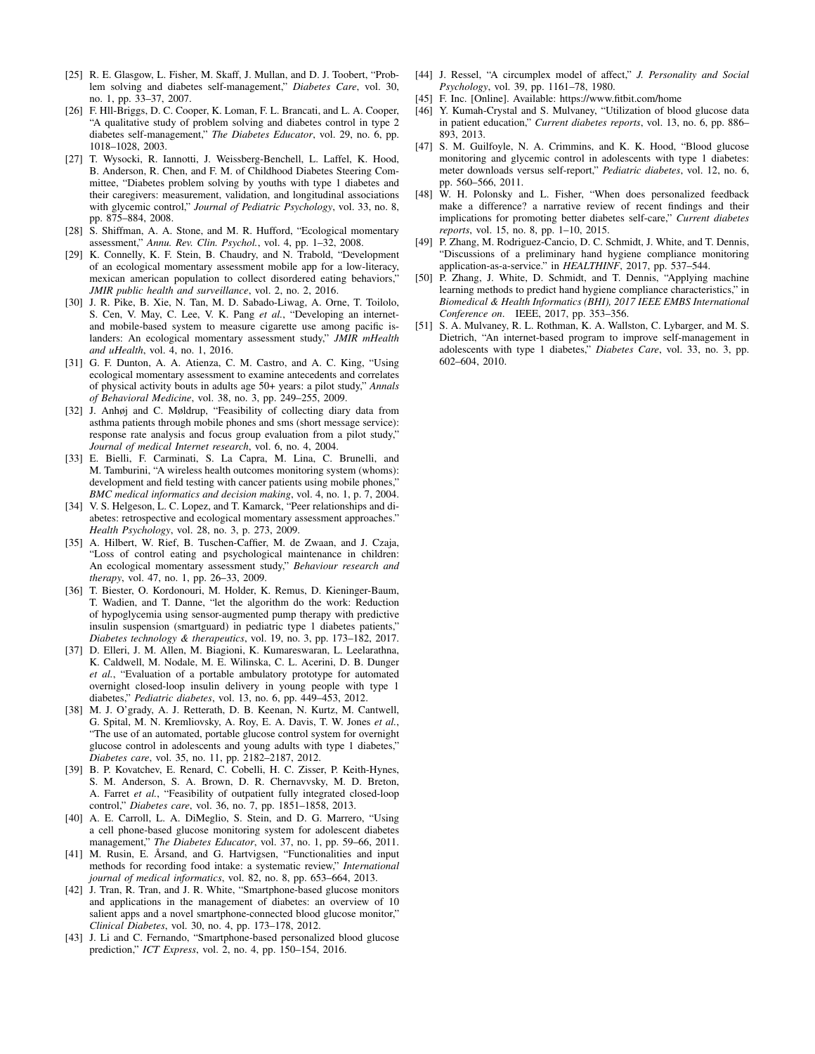[25] R. E. Glasgow, L. Fisher, M. Skaff, J. Mullan, and D. J. Toobert, "Problem solving and diabetes self-management," *Diabetes Care*, vol. 30, no. 1, pp. 33–37, 2007.

[26] F. Hll-Briggs, D. C. Cooper, K. Loman, F. L. Brancati, and L. A. Cooper, "A qualitative study of problem solving and diabetes control in type 2 diabetes self-management," *The Diabetes Educator*, vol. 29, no. 6, pp. 1018–1028, 2003.

[27] T. Wysocki, R. Iannotti, J. Weissberg-Benchell, L. Laffel, K. Hood, B. Anderson, R. Chen, and F. M. of Childhood Diabetes Steering Committee, "Diabetes problem solving by youths with type 1 diabetes and their caregivers: measurement, validation, and longitudinal associations with glycemic control," *Journal of Pediatric Psychology*, vol. 33, no. 8, pp. 875–884, 2008.

[28] S. Shiffman, A. A. Stone, and M. R. Hufford, "Ecological momentary assessment," *Annu. Rev. Clin. Psychol.*, vol. 4, pp. 1–32, 2008.

[29] K. Connelly, K. F. Stein, B. Chaudry, and N. Trabold, "Development of an ecological momentary assessment mobile app for a low-literacy, mexican american population to collect disordered eating behaviors," *JMIR public health and surveillance*, vol. 2, no. 2, 2016.

[30] J. R. Pike, B. Xie, N. Tan, M. D. Sabado-Liwag, A. Orne, T. Toilolo, S. Cen, V. May, C. Lee, V. K. Pang *et al.*, "Developing an internet- and mobile-based system to measure cigarette use among pacific islanders: An ecological momentary assessment study," *JMIR mHealth and uHealth*, vol. 4, no. 1, 2016.

[31] G. F. Dunton, A. A. Atienza, C. M. Castro, and A. C. King, "Using ecological momentary assessment to examine antecedents and correlates of physical activity bouts in adults age 50+ years: a pilot study," *Annals of Behavioral Medicine*, vol. 38, no. 3, pp. 249–255, 2009.

[32] J. Anhøj and C. Møldrup, "Feasibility of collecting diary data from asthma patients through mobile phones and sms (short message service): response rate analysis and focus group evaluation from a pilot study," *Journal of medical Internet research*, vol. 6, no. 4, 2004.

[33] E. Bielli, F. Carminati, S. La Capra, M. Lina, C. Brunelli, and M. Tamburini, "A wireless health outcomes monitoring system (whoms): development and field testing with cancer patients using mobile phones," *BMC medical informatics and decision making*, vol. 4, no. 1, p. 7, 2004.

[34] V. S. Helgeson, L. C. Lopez, and T. Kamarck, "Peer relationships and diabetes: retrospective and ecological momentary assessment approaches." *Health Psychology*, vol. 28, no. 3, p. 273, 2009.

[35] A. Hilbert, W. Rief, B. Tuschen-Caffier, M. de Zwaan, and J. Czaja, "Loss of control eating and psychological maintenance in children: An ecological momentary assessment study," *Behaviour research and therapy*, vol. 47, no. 1, pp. 26–33, 2009.

[36] T. Biester, O. Kordonouri, M. Holder, K. Remus, D. Kieninger-Baum, T. Wadien, and T. Danne, "let the algorithm do the work: Reduction of hypoglycemia using sensor-augmented pump therapy with predictive insulin suspension (smartguard) in pediatric type 1 diabetes patients," *Diabetes technology & therapeutics*, vol. 19, no. 3, pp. 173–182, 2017.

[37] D. Elleri, J. M. Allen, M. Biagioni, K. Kumareswaran, L. Leelarathna, K. Caldwell, M. Nodale, M. E. Wilinska, C. L. Acerini, D. B. Dunger *et al.*, "Evaluation of a portable ambulatory prototype for automated overnight closed-loop insulin delivery in young people with type 1 diabetes," *Pediatric diabetes*, vol. 13, no. 6, pp. 449–453, 2012.

[38] M. J. O'grady, A. J. Retterath, D. B. Keenan, N. Kurtz, M. Cantwell, G. Spital, M. N. Kremliovsky, A. Roy, E. A. Davis, T. W. Jones *et al.*, "The use of an automated, portable glucose control system for overnight glucose control in adolescents and young adults with type 1 diabetes," *Diabetes care*, vol. 35, no. 11, pp. 2182–2187, 2012.

[39] B. P. Kovatchev, E. Renard, C. Cobelli, H. C. Zisser, P. Keith-Hynes, S. M. Anderson, S. A. Brown, D. R. Chernavvsky, M. D. Breton, A. Farret *et al.*, "Feasibility of outpatient fully integrated closed-loop control," *Diabetes care*, vol. 36, no. 7, pp. 1851–1858, 2013.

[40] A. E. Carroll, L. A. DiMeglio, S. Stein, and D. G. Marrero, "Using a cell phone-based glucose monitoring system for adolescent diabetes management," *The Diabetes Educator*, vol. 37, no. 1, pp. 59–66, 2011.

[41] M. Rusin, E. Årsand, and G. Hartvigsen, "Functionalities and input methods for recording food intake: a systematic review," *International journal of medical informatics*, vol. 82, no. 8, pp. 653–664, 2013.

[42] J. Tran, R. Tran, and J. R. White, "Smartphone-based glucose monitors and applications in the management of diabetes: an overview of 10 salient apps and a novel smartphone-connected blood glucose monitor," *Clinical Diabetes*, vol. 30, no. 4, pp. 173–178, 2012.

[43] J. Li and C. Fernando, "Smartphone-based personalized blood glucose prediction," *ICT Express*, vol. 2, no. 4, pp. 150–154, 2016.

[44] J. Ressel, "A circumplex model of affect," *J. Personality and Social Psychology*, vol. 39, pp. 1161–78, 1980.

[45] F. Inc. [Online]. Available: https://www.fitbit.com/home

[46] Y. Kumah-Crystal and S. Mulvaney, "Utilization of blood glucose data in patient education," *Current diabetes reports*, vol. 13, no. 6, pp. 886–893, 2013.

[47] S. M. Guilfoyle, N. A. Crimmins, and K. K. Hood, "Blood glucose monitoring and glycemic control in adolescents with type 1 diabetes: meter downloads versus self-report," *Pediatric diabetes*, vol. 12, no. 6, pp. 560–566, 2011.

[48] W. H. Polonsky and L. Fisher, "When does personalized feedback make a difference? a narrative review of recent findings and their implications for promoting better diabetes self-care," *Current diabetes reports*, vol. 15, no. 8, pp. 1–10, 2015.

[49] P. Zhang, M. Rodriguez-Cancio, D. C. Schmidt, J. White, and T. Dennis, "Discussions of a preliminary hand hygiene compliance monitoring application-as-a-service." in *HEALTHINF*, 2017, pp. 537–544.

[50] P. Zhang, J. White, D. Schmidt, and T. Dennis, "Applying machine learning methods to predict hand hygiene compliance characteristics," in *Biomedical & Health Informatics (BHI), 2017 IEEE EMBS International Conference on*. IEEE, 2017, pp. 353–356.

[51] S. A. Mulvaney, R. L. Rothman, K. A. Wallston, C. Lybarger, and M. S. Dietrich, "An internet-based program to improve self-management in adolescents with type 1 diabetes," *Diabetes Care*, vol. 33, no. 3, pp. 602–604, 2010.